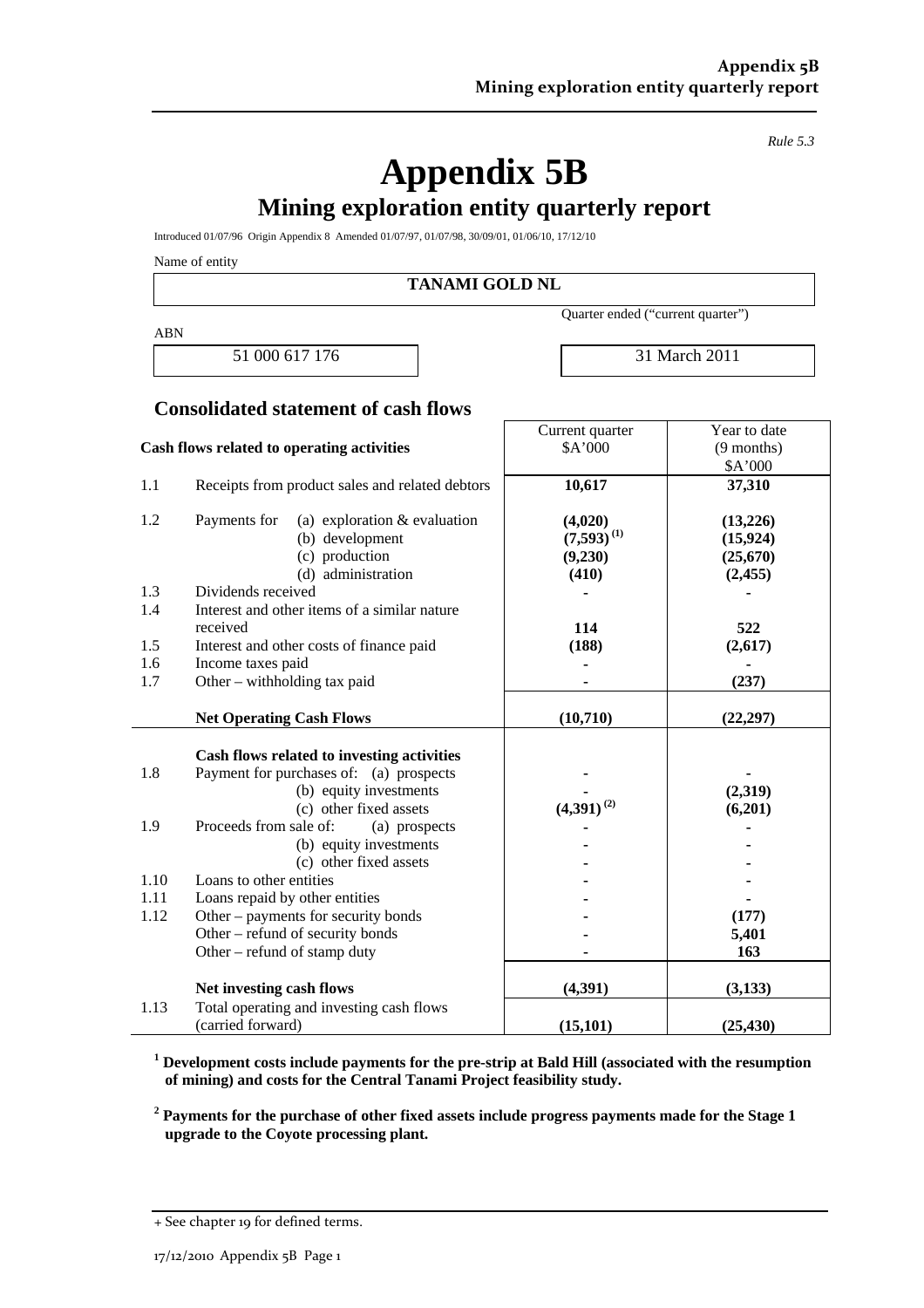*Rule 5.3*

# Appendix 5B

## Mining exploration entity quarterly report

Introduced 01/07/96 Origin Appendix 8 Amended 01/07/97, 01/07/98, 30/09/01, 01/06/10, 17/12/10

Name of entity

**TANAMI GOLD NL**

| ABN | Quarter ended ("current quarter") |
|---|---|
| 51 000 617 176 | 31 March 2011 |

### Consolidated statement of cash flows

| | Cash flows related to operating activities | Current quarter $A'000 | Year to date (9 months) $A'000 |
|---|---|---|---|
| 1.1 | Receipts from product sales and related debtors | **10,617** | **37,310** |
| 1.2 | Payments for (a) exploration & evaluation | **(4,020)** | **(13,226)** |
| | (b) development | **(7,593)** [(1)] | **(15,924)** |
| | (c) production | **(9,230)** | **(25,670)** |
| | (d) administration | **(410)** | **(2,455)** |
| 1.3 | Dividends received | **-** | **-** |
| 1.4 | Interest and other items of a similar nature received | **114** | **522** |
| 1.5 | Interest and other costs of finance paid | **(188)** | **(2,617)** |
| 1.6 | Income taxes paid | **-** | **-** |
| 1.7 | Other – withholding tax paid | **-** | **(237)** |
| | **Net Operating Cash Flows** | **(10,710)** | **(22,297)** |
| | **Cash flows related to investing activities** | | |
| 1.8 | Payment for purchases of: (a) prospects | **-** | **-** |
| | (b) equity investments | **-** | **(2,319)** |
| | (c) other fixed assets | **(4,391)** [(2)] | **(6,201)** |
| 1.9 | Proceeds from sale of: (a) prospects | **-** | **-** |
| | (b) equity investments | **-** | **-** |
| | (c) other fixed assets | **-** | **-** |
| 1.10 | Loans to other entities | **-** | **-** |
| 1.11 | Loans repaid by other entities | **-** | **-** |
| 1.12 | Other – payments for security bonds | **-** | **(177)** |
| | Other – refund of security bonds | **-** | **5,401** |
| | Other – refund of stamp duty | **-** | **163** |
| | **Net investing cash flows** | **(4,391)** | **(3,133)** |
| 1.13 | Total operating and investing cash flows (carried forward) | **(15,101)** | **(25,430)** |

**[1] Development costs include payments for the pre-strip at Bald Hill (associated with the resumption of mining) and costs for the Central Tanami Project feasibility study.**

**[2] Payments for the purchase of other fixed assets include progress payments made for the Stage 1 upgrade to the Coyote processing plant.**

+ See chapter 19 for defined terms.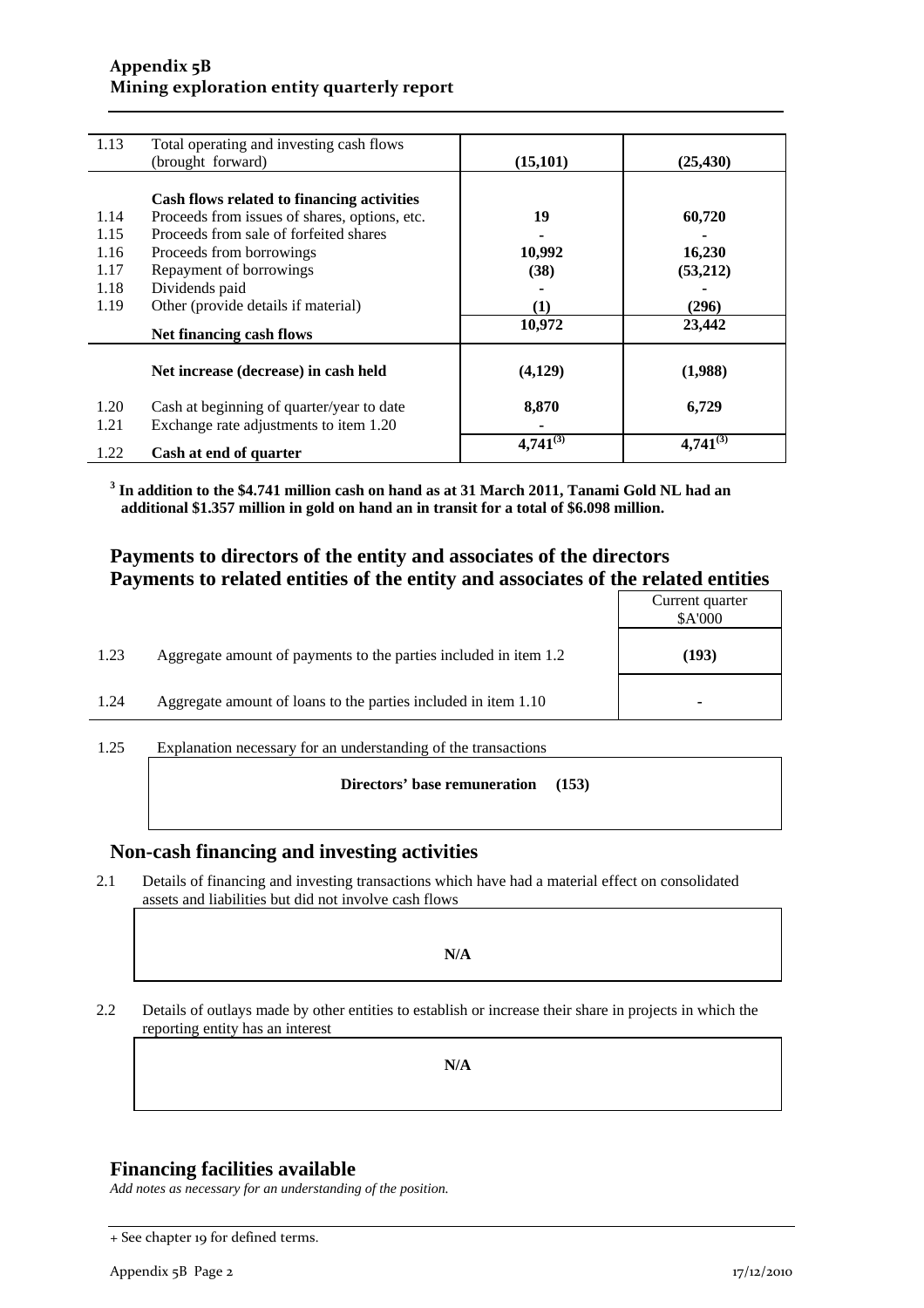| | | | |
|---|---|---|---|
| 1.13 | Total operating and investing cash flows (brought forward) | **(15,101)** | **(25,430)** |
| | **Cash flows related to financing activities** | | |
| 1.14 | Proceeds from issues of shares, options, etc. | **19** | **60,720** |
| 1.15 | Proceeds from sale of forfeited shares | **-** | **-** |
| 1.16 | Proceeds from borrowings | **10,992** | **16,230** |
| 1.17 | Repayment of borrowings | **(38)** | **(53,212)** |
| 1.18 | Dividends paid | **-** | **-** |
| 1.19 | Other (provide details if material) | **(1)** | **(296)** |
| | **Net financing cash flows** | **10,972** | **23,442** |
| | **Net increase (decrease) in cash held** | **(4,129)** | **(1,988)** |
| 1.20 | Cash at beginning of quarter/year to date | **8,870** | **6,729** |
| 1.21 | Exchange rate adjustments to item 1.20 | **-** | **-** |
| 1.22 | **Cash at end of quarter** | **4,741[3]** | **4,741[3]** |

**[3] In addition to the $4.741 million cash on hand as at 31 March 2011, Tanami Gold NL had an additional $1.357 million in gold on hand an in transit for a total of $6.098 million.**

## Payments to directors of the entity and associates of the directors
## Payments to related entities of the entity and associates of the related entities

| | | Current quarter $A'000 |
|---|---|---|
| 1.23 | Aggregate amount of payments to the parties included in item 1.2 | **(193)** |
| 1.24 | Aggregate amount of loans to the parties included in item 1.10 | **-** |

1.25 Explanation necessary for an understanding of the transactions

**Directors' base remuneration (153)**

## Non-cash financing and investing activities

2.1 Details of financing and investing transactions which have had a material effect on consolidated assets and liabilities but did not involve cash flows

**N/A**

2.2 Details of outlays made by other entities to establish or increase their share in projects in which the reporting entity has an interest

**N/A**

## Financing facilities available

*Add notes as necessary for an understanding of the position.*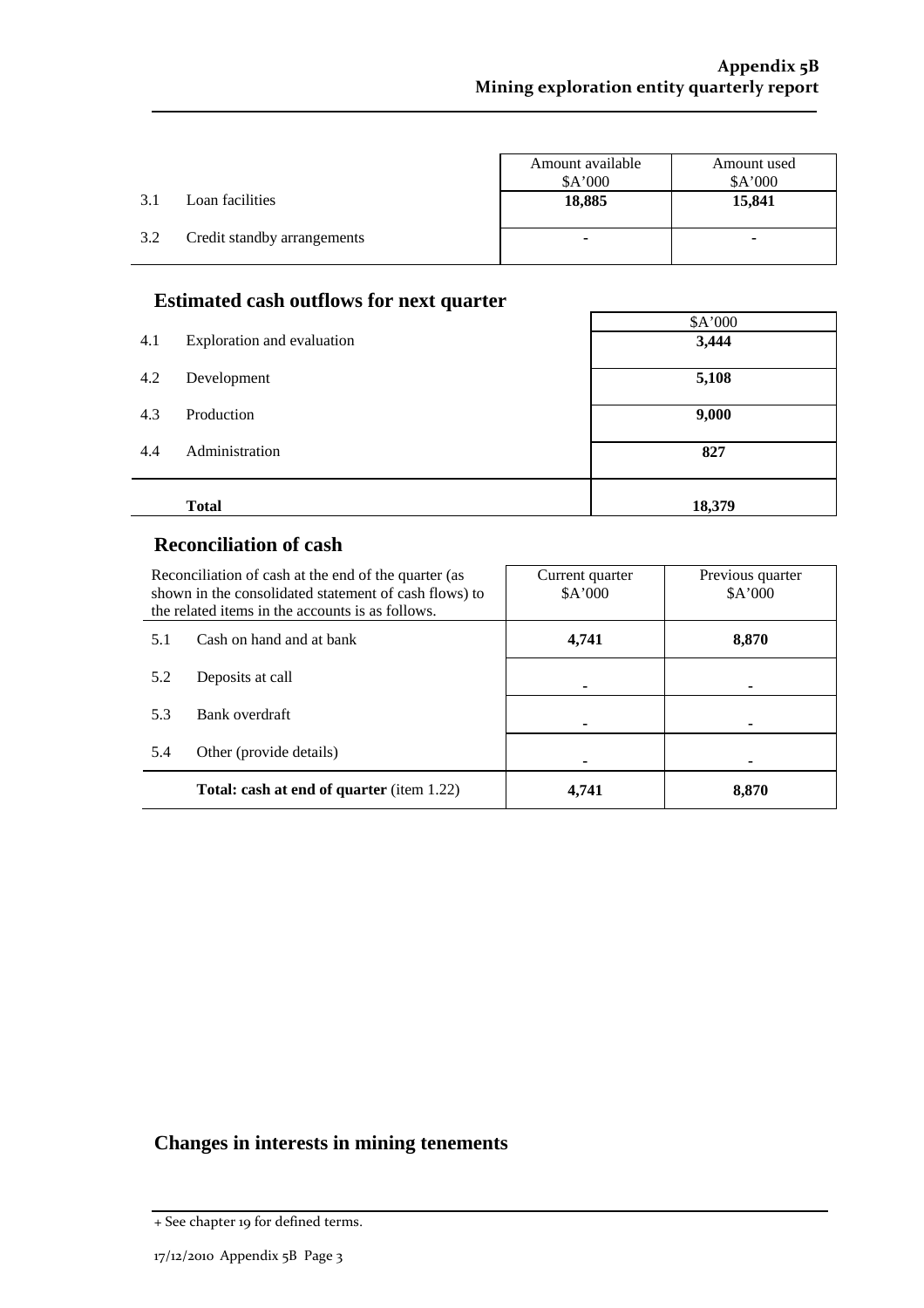| | | Amount available $A'000 | Amount used $A'000 |
|---|---|---|---|
| 3.1 | Loan facilities | **18,885** | **15,841** |
| 3.2 | Credit standby arrangements | - | - |

## Estimated cash outflows for next quarter

| | | $A'000 |
|---|---|---|
| 4.1 | Exploration and evaluation | **3,444** |
| 4.2 | Development | **5,108** |
| 4.3 | Production | **9,000** |
| 4.4 | Administration | **827** |
| | **Total** | **18,379** |

## Reconciliation of cash

| Reconciliation of cash at the end of the quarter (as shown in the consolidated statement of cash flows) to the related items in the accounts is as follows. | | Current quarter $A'000 | Previous quarter $A'000 |
|---|---|---|---|
| 5.1 | Cash on hand and at bank | **4,741** | **8,870** |
| 5.2 | Deposits at call | - | - |
| 5.3 | Bank overdraft | - | - |
| 5.4 | Other (provide details) | - | - |
| | **Total: cash at end of quarter** (item 1.22) | **4,741** | **8,870** |

## Changes in interests in mining tenements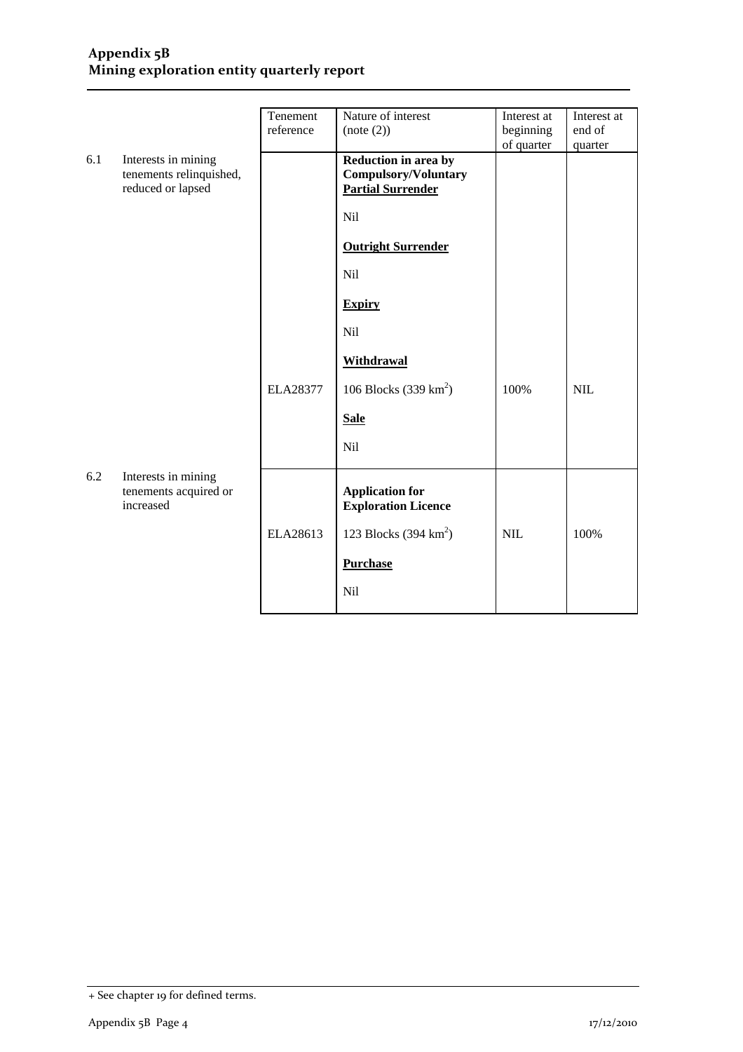| | | Tenement reference | Nature of interest (note (2)) | Interest at beginning of quarter | Interest at end of quarter |
|---|---|---|---|---|---|
| 6.1 | Interests in mining tenements relinquished, reduced or lapsed | | **Reduction in area by Compulsory/Voluntary Partial Surrender** | | |
| | | | Nil | | |
| | | | **Outright Surrender** | | |
| | | | Nil | | |
| | | | **Expiry** | | |
| | | | Nil | | |
| | | | **Withdrawal** | | |
| | | ELA28377 | 106 Blocks (339 $km^2$) | 100% | NIL |
| | | | **Sale** | | |
| | | | Nil | | |
| 6.2 | Interests in mining tenements acquired or increased | | **Application for Exploration Licence** | | |
| | | ELA28613 | 123 Blocks (394 $km^2$) | NIL | 100% |
| | | | **Purchase** | | |
| | | | Nil | | |

+ See chapter 19 for defined terms.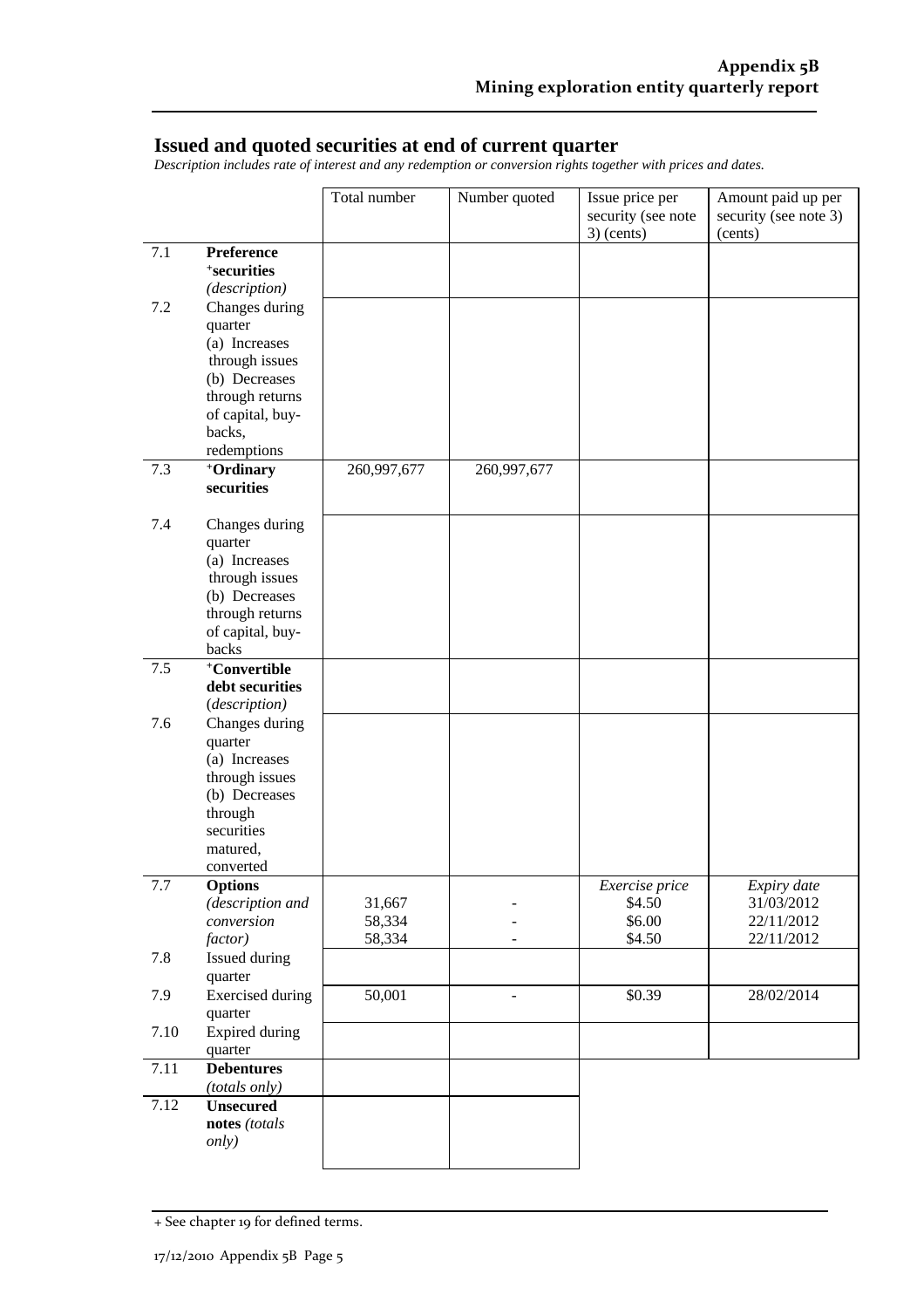## Issued and quoted securities at end of current quarter

*Description includes rate of interest and any redemption or conversion rights together with prices and dates.*

| | | Total number | Number quoted | Issue price per security (see note 3) (cents) | Amount paid up per security (see note 3) (cents) |
|---|---|---|---|---|---|
| 7.1 | **Preference +securities** *(description)* | | | | |
| 7.2 | Changes during quarter (a) Increases through issues (b) Decreases through returns of capital, buy-backs, redemptions | | | | |
| 7.3 | **+Ordinary securities** | 260,997,677 | 260,997,677 | | |
| 7.4 | Changes during quarter (a) Increases through issues (b) Decreases through returns of capital, buy-backs | | | | |
| 7.5 | **+Convertible debt securities** *(description)* | | | | |
| 7.6 | Changes during quarter (a) Increases through issues (b) Decreases through securities matured, converted | | | | |
| 7.7 | **Options** *(description and conversion factor)* | 31,667<br>58,334<br>58,334 | -<br>-<br>- | *Exercise price*<br>$4.50<br>$6.00<br>$4.50 | *Expiry date*<br>31/03/2012<br>22/11/2012<br>22/11/2012 |
| 7.8 | Issued during quarter | | | | |
| 7.9 | Exercised during quarter | 50,001 | - | $0.39 | 28/02/2014 |
| 7.10 | Expired during quarter | | | | |
| 7.11 | **Debentures** *(totals only)* | | | | |
| 7.12 | **Unsecured notes** *(totals only)* | | | | |

+ See chapter 19 for defined terms.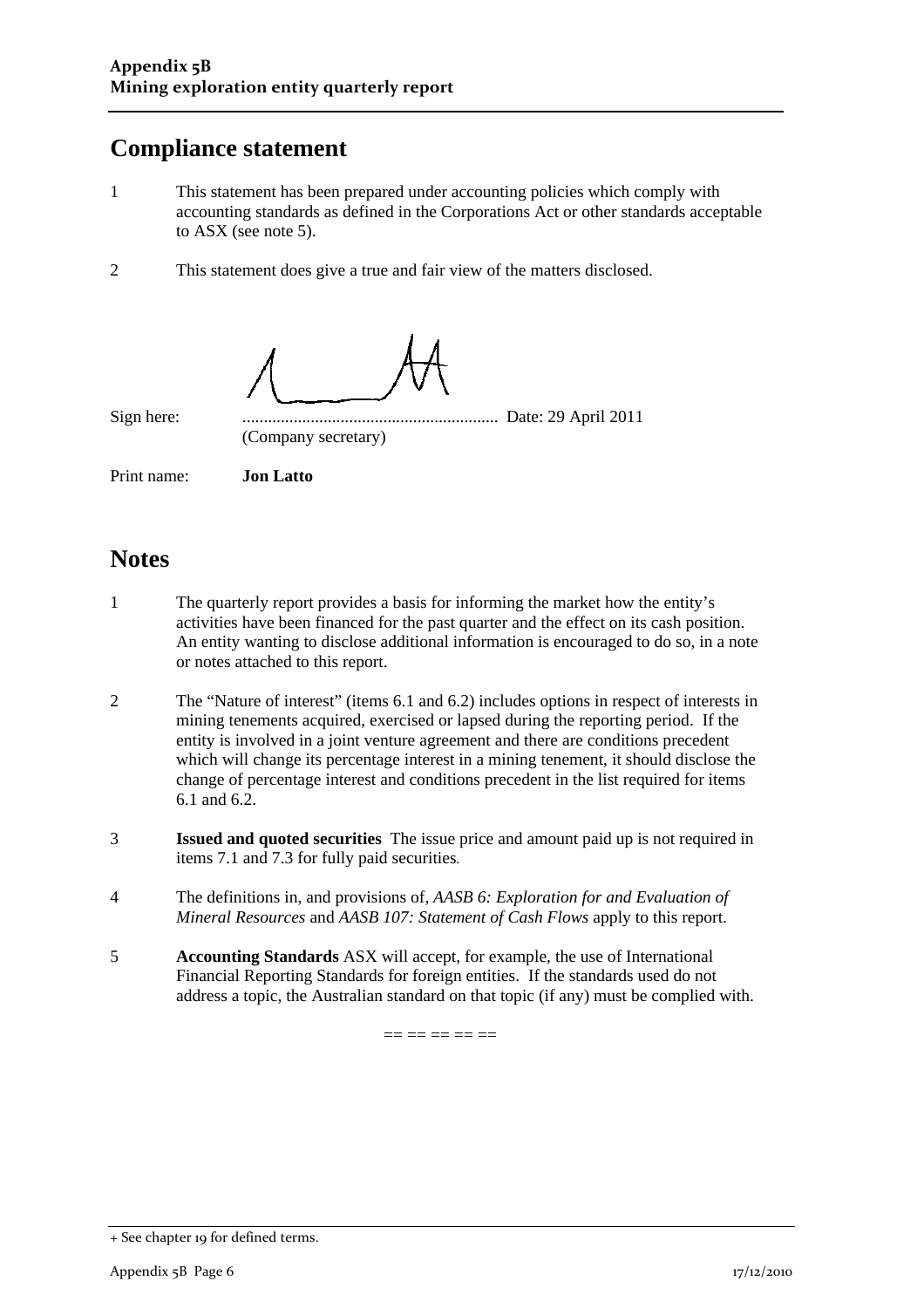## Compliance statement

1 This statement has been prepared under accounting policies which comply with accounting standards as defined in the Corporations Act or other standards acceptable to ASX (see note 5).

2 This statement does give a true and fair view of the matters disclosed.

Sign here: ............................................................ Date: 29 April 2011
(Company secretary)

Print name: **Jon Latto**

## Notes

1 The quarterly report provides a basis for informing the market how the entity's activities have been financed for the past quarter and the effect on its cash position. An entity wanting to disclose additional information is encouraged to do so, in a note or notes attached to this report.

2 The "Nature of interest" (items 6.1 and 6.2) includes options in respect of interests in mining tenements acquired, exercised or lapsed during the reporting period. If the entity is involved in a joint venture agreement and there are conditions precedent which will change its percentage interest in a mining tenement, it should disclose the change of percentage interest and conditions precedent in the list required for items 6.1 and 6.2.

3 **Issued and quoted securities** The issue price and amount paid up is not required in items 7.1 and 7.3 for fully paid securities.

4 The definitions in, and provisions of, *AASB 6: Exploration for and Evaluation of Mineral Resources* and *AASB 107: Statement of Cash Flows* apply to this report.

5 **Accounting Standards** ASX will accept, for example, the use of International Financial Reporting Standards for foreign entities. If the standards used do not address a topic, the Australian standard on that topic (if any) must be complied with.

== == == == ==